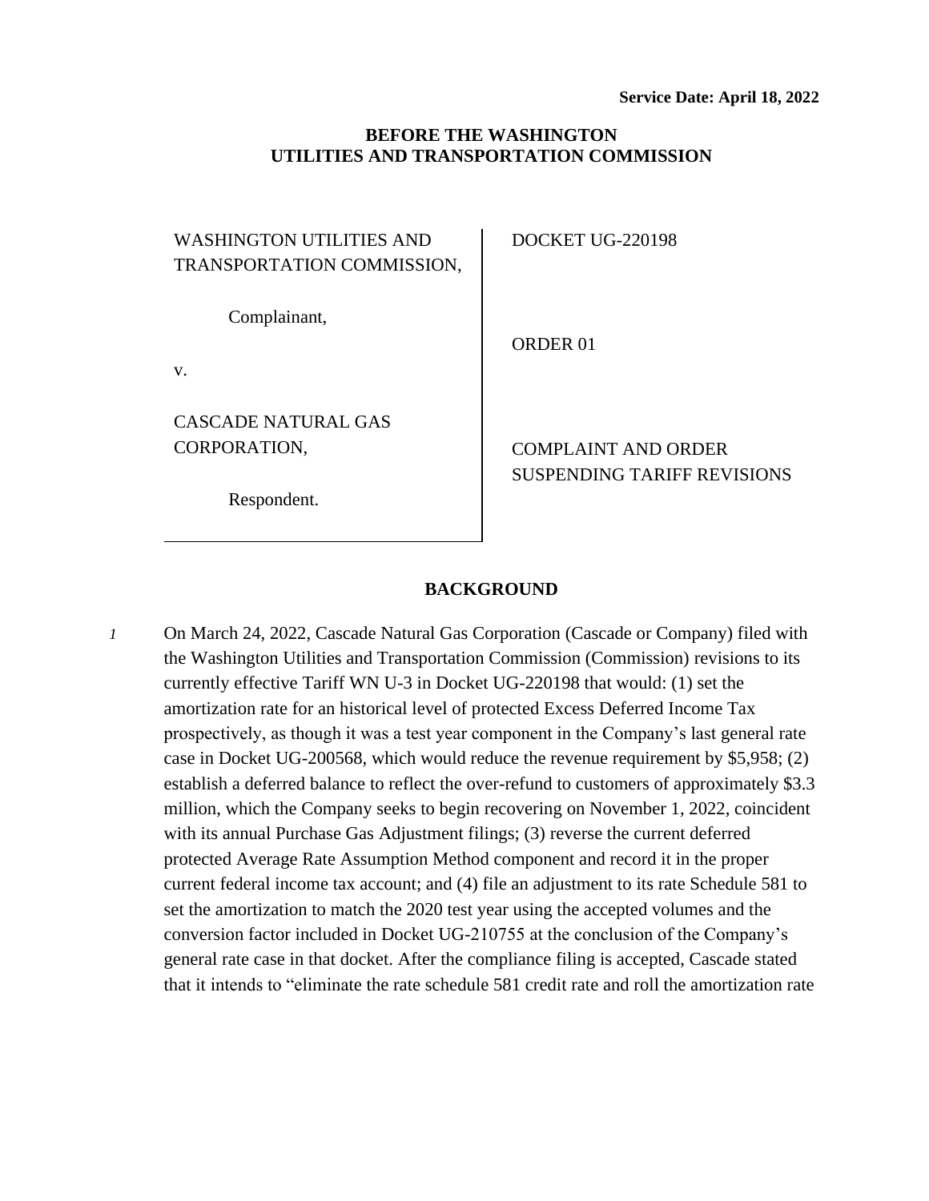**Service Date: April 18, 2022**

**BEFORE THE WASHINGTON UTILITIES AND TRANSPORTATION COMMISSION**

| | |
|---|---|
| WASHINGTON UTILITIES AND TRANSPORTATION COMMISSION,<br><br>Complainant,<br><br>v.<br><br>CASCADE NATURAL GAS CORPORATION,<br><br>Respondent. | DOCKET UG-220198<br><br>ORDER 01<br><br>COMPLAINT AND ORDER SUSPENDING TARIFF REVISIONS |

## BACKGROUND

*1* On March 24, 2022, Cascade Natural Gas Corporation (Cascade or Company) filed with the Washington Utilities and Transportation Commission (Commission) revisions to its currently effective Tariff WN U-3 in Docket UG-220198 that would: (1) set the amortization rate for an historical level of protected Excess Deferred Income Tax prospectively, as though it was a test year component in the Company's last general rate case in Docket UG-200568, which would reduce the revenue requirement by $5,958; (2) establish a deferred balance to reflect the over-refund to customers of approximately $3.3 million, which the Company seeks to begin recovering on November 1, 2022, coincident with its annual Purchase Gas Adjustment filings; (3) reverse the current deferred protected Average Rate Assumption Method component and record it in the proper current federal income tax account; and (4) file an adjustment to its rate Schedule 581 to set the amortization to match the 2020 test year using the accepted volumes and the conversion factor included in Docket UG-210755 at the conclusion of the Company's general rate case in that docket. After the compliance filing is accepted, Cascade stated that it intends to "eliminate the rate schedule 581 credit rate and roll the amortization rate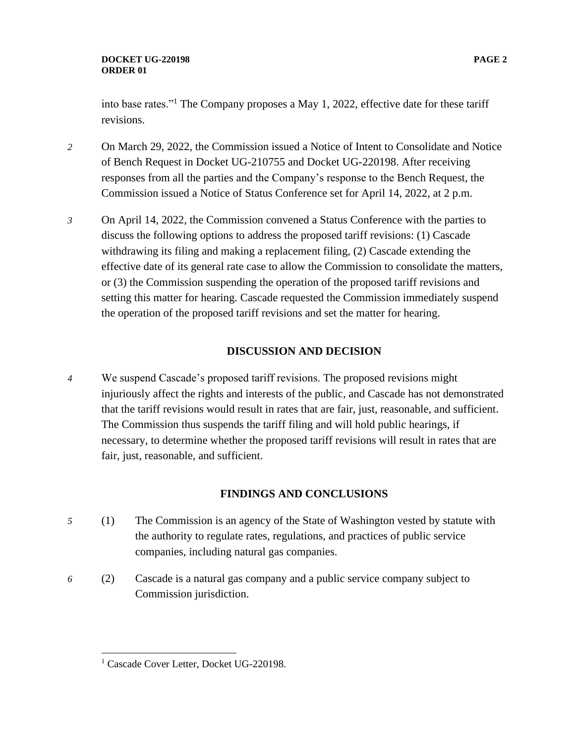into base rates."[1] The Company proposes a May 1, 2022, effective date for these tariff revisions.

2 On March 29, 2022, the Commission issued a Notice of Intent to Consolidate and Notice of Bench Request in Docket UG-210755 and Docket UG-220198. After receiving responses from all the parties and the Company's response to the Bench Request, the Commission issued a Notice of Status Conference set for April 14, 2022, at 2 p.m.

3 On April 14, 2022, the Commission convened a Status Conference with the parties to discuss the following options to address the proposed tariff revisions: (1) Cascade withdrawing its filing and making a replacement filing, (2) Cascade extending the effective date of its general rate case to allow the Commission to consolidate the matters, or (3) the Commission suspending the operation of the proposed tariff revisions and setting this matter for hearing. Cascade requested the Commission immediately suspend the operation of the proposed tariff revisions and set the matter for hearing.

## DISCUSSION AND DECISION

4 We suspend Cascade's proposed tariff revisions. The proposed revisions might injuriously affect the rights and interests of the public, and Cascade has not demonstrated that the tariff revisions would result in rates that are fair, just, reasonable, and sufficient. The Commission thus suspends the tariff filing and will hold public hearings, if necessary, to determine whether the proposed tariff revisions will result in rates that are fair, just, reasonable, and sufficient.

## FINDINGS AND CONCLUSIONS

5 (1) The Commission is an agency of the State of Washington vested by statute with the authority to regulate rates, regulations, and practices of public service companies, including natural gas companies.

6 (2) Cascade is a natural gas company and a public service company subject to Commission jurisdiction.

---

[1] Cascade Cover Letter, Docket UG-220198.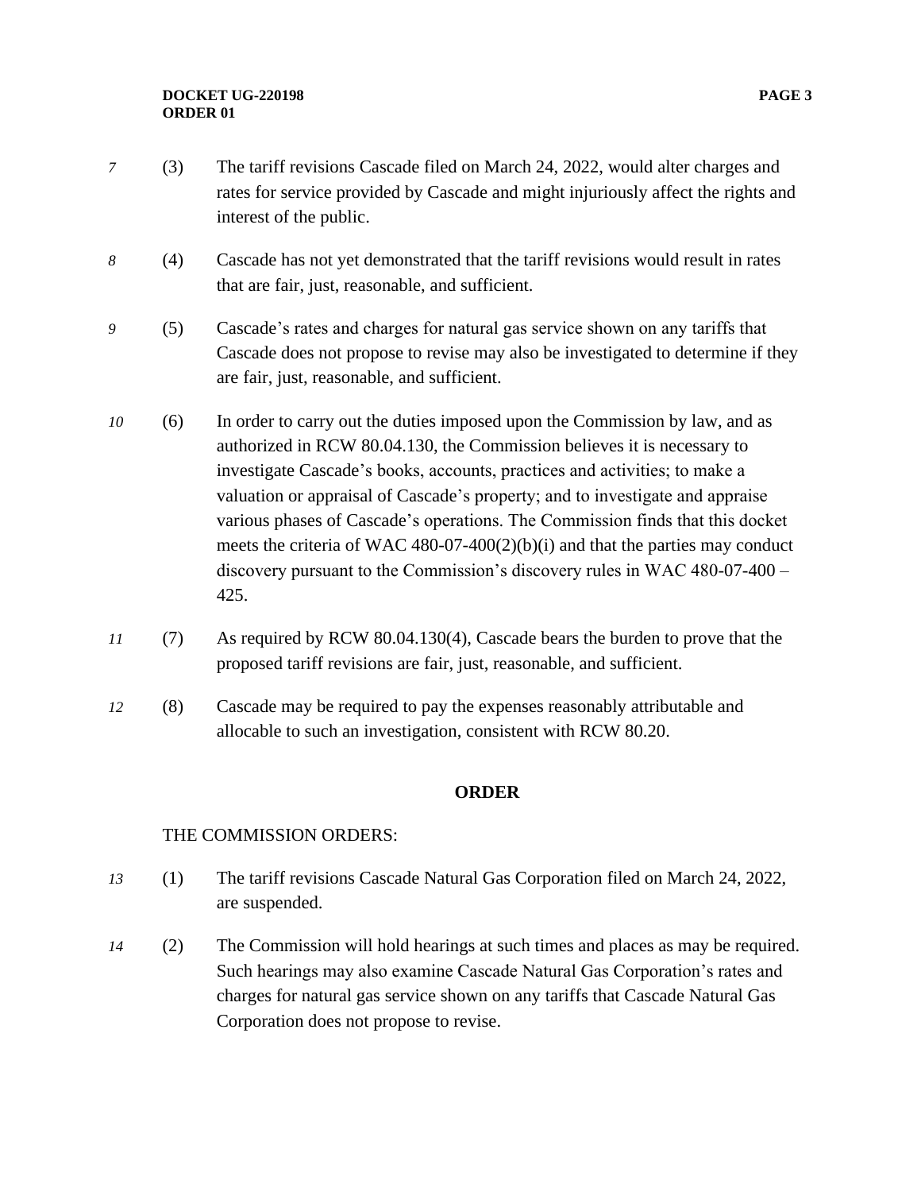7 (3) The tariff revisions Cascade filed on March 24, 2022, would alter charges and rates for service provided by Cascade and might injuriously affect the rights and interest of the public.

8 (4) Cascade has not yet demonstrated that the tariff revisions would result in rates that are fair, just, reasonable, and sufficient.

9 (5) Cascade's rates and charges for natural gas service shown on any tariffs that Cascade does not propose to revise may also be investigated to determine if they are fair, just, reasonable, and sufficient.

10 (6) In order to carry out the duties imposed upon the Commission by law, and as authorized in RCW 80.04.130, the Commission believes it is necessary to investigate Cascade's books, accounts, practices and activities; to make a valuation or appraisal of Cascade's property; and to investigate and appraise various phases of Cascade's operations. The Commission finds that this docket meets the criteria of WAC 480-07-400(2)(b)(i) and that the parties may conduct discovery pursuant to the Commission's discovery rules in WAC 480-07-400 – 425.

11 (7) As required by RCW 80.04.130(4), Cascade bears the burden to prove that the proposed tariff revisions are fair, just, reasonable, and sufficient.

12 (8) Cascade may be required to pay the expenses reasonably attributable and allocable to such an investigation, consistent with RCW 80.20.

## ORDER

THE COMMISSION ORDERS:

13 (1) The tariff revisions Cascade Natural Gas Corporation filed on March 24, 2022, are suspended.

14 (2) The Commission will hold hearings at such times and places as may be required. Such hearings may also examine Cascade Natural Gas Corporation's rates and charges for natural gas service shown on any tariffs that Cascade Natural Gas Corporation does not propose to revise.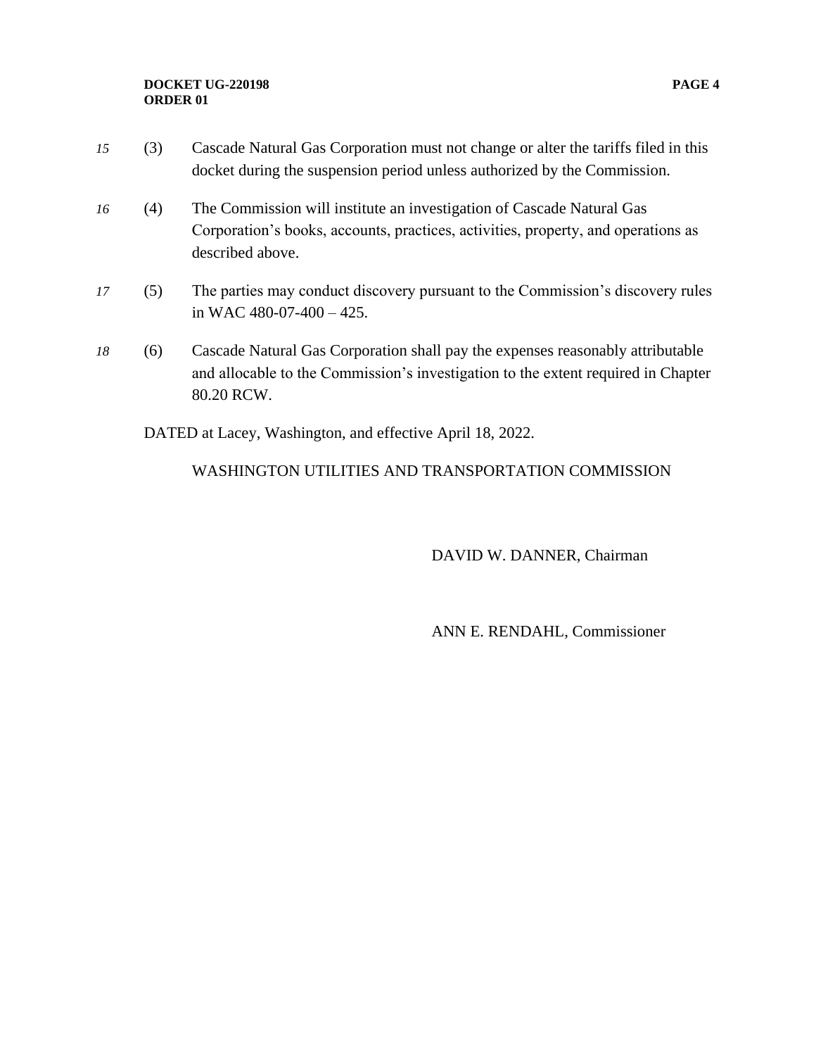*15* (3) Cascade Natural Gas Corporation must not change or alter the tariffs filed in this docket during the suspension period unless authorized by the Commission.

*16* (4) The Commission will institute an investigation of Cascade Natural Gas Corporation's books, accounts, practices, activities, property, and operations as described above.

*17* (5) The parties may conduct discovery pursuant to the Commission's discovery rules in WAC 480-07-400 – 425.

*18* (6) Cascade Natural Gas Corporation shall pay the expenses reasonably attributable and allocable to the Commission's investigation to the extent required in Chapter 80.20 RCW.

DATED at Lacey, Washington, and effective April 18, 2022.

WASHINGTON UTILITIES AND TRANSPORTATION COMMISSION

DAVID W. DANNER, Chairman

ANN E. RENDAHL, Commissioner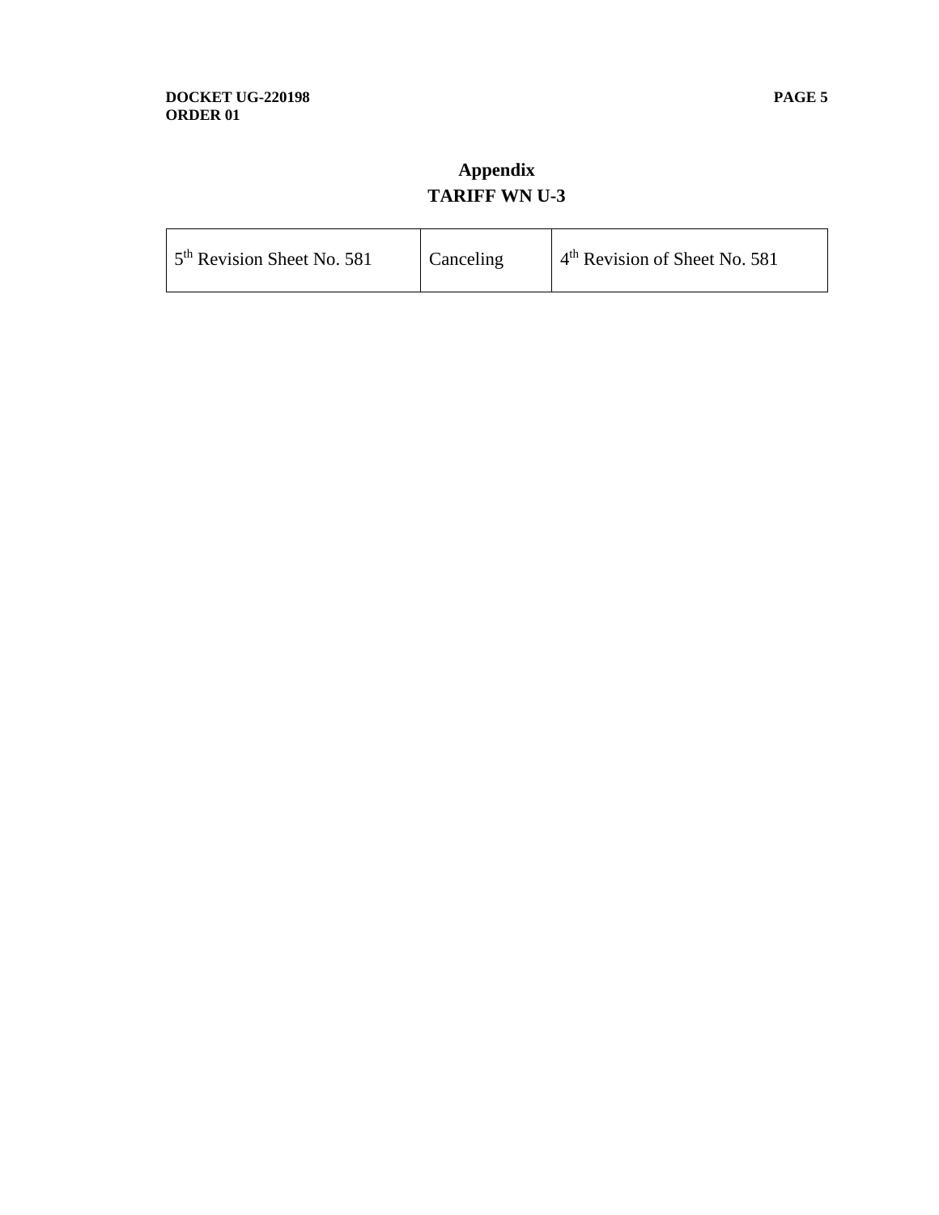## Appendix

## TARIFF WN U-3

| | | |
|---|---|---|
| 5th Revision Sheet No. 581 | Canceling | 4th Revision of Sheet No. 581 |